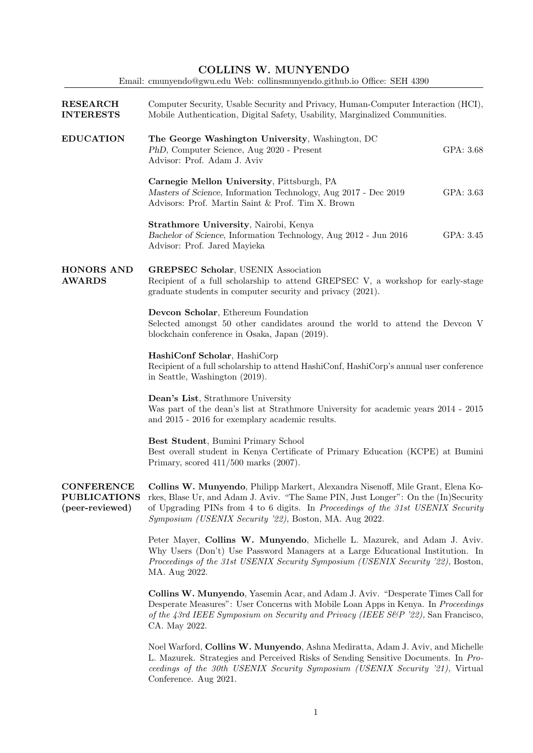# COLLINS W. MUNYENDO

Email: cmunyendo@gwu.edu Web: collinsmunyendo.github.io Office: SEH 4390

## RESEARCH INTERESTS

Computer Security, Usable Security and Privacy, Human-Computer Interaction (HCI), Mobile Authentication, Digital Safety, Usability, Marginalized Communities.

## EDUCATION

**The George Washington University**, Washington, DC
*PhD*, Computer Science, Aug 2020 - Present — GPA: 3.68
Advisor: Prof. Adam J. Aviv

**Carnegie Mellon University**, Pittsburgh, PA
*Masters of Science*, Information Technology, Aug 2017 - Dec 2019 — GPA: 3.63
Advisors: Prof. Martin Saint & Prof. Tim X. Brown

**Strathmore University**, Nairobi, Kenya
*Bachelor of Science*, Information Technology, Aug 2012 - Jun 2016 — GPA: 3.45
Advisor: Prof. Jared Mayieka

## HONORS AND AWARDS

**GREPSEC Scholar**, USENIX Association
Recipient of a full scholarship to attend GREPSEC V, a workshop for early-stage graduate students in computer security and privacy (2021).

**Devcon Scholar**, Ethereum Foundation
Selected amongst 50 other candidates around the world to attend the Devcon V blockchain conference in Osaka, Japan (2019).

**HashiConf Scholar**, HashiCorp
Recipient of a full scholarship to attend HashiConf, HashiCorp's annual user conference in Seattle, Washington (2019).

**Dean's List**, Strathmore University
Was part of the dean's list at Strathmore University for academic years 2014 - 2015 and 2015 - 2016 for exemplary academic results.

**Best Student**, Bumini Primary School
Best overall student in Kenya Certificate of Primary Education (KCPE) at Bumini Primary, scored 411/500 marks (2007).

## CONFERENCE PUBLICATIONS (peer-reviewed)

**Collins W. Munyendo**, Philipp Markert, Alexandra Nisenoff, Mile Grant, Elena Korkes, Blase Ur, and Adam J. Aviv. "The Same PIN, Just Longer": On the (In)Security of Upgrading PINs from 4 to 6 digits. In *Proceedings of the 31st USENIX Security Symposium (USENIX Security '22)*, Boston, MA. Aug 2022.

Peter Mayer, **Collins W. Munyendo**, Michelle L. Mazurek, and Adam J. Aviv. Why Users (Don't) Use Password Managers at a Large Educational Institution. In *Proceedings of the 31st USENIX Security Symposium (USENIX Security '22)*, Boston, MA. Aug 2022.

**Collins W. Munyendo**, Yasemin Acar, and Adam J. Aviv. "Desperate Times Call for Desperate Measures": User Concerns with Mobile Loan Apps in Kenya. In *Proceedings of the 43rd IEEE Symposium on Security and Privacy (IEEE S&P '22)*, San Francisco, CA. May 2022.

Noel Warford, **Collins W. Munyendo**, Ashna Mediratta, Adam J. Aviv, and Michelle L. Mazurek. Strategies and Perceived Risks of Sending Sensitive Documents. In *Proceedings of the 30th USENIX Security Symposium (USENIX Security '21)*, Virtual Conference. Aug 2021.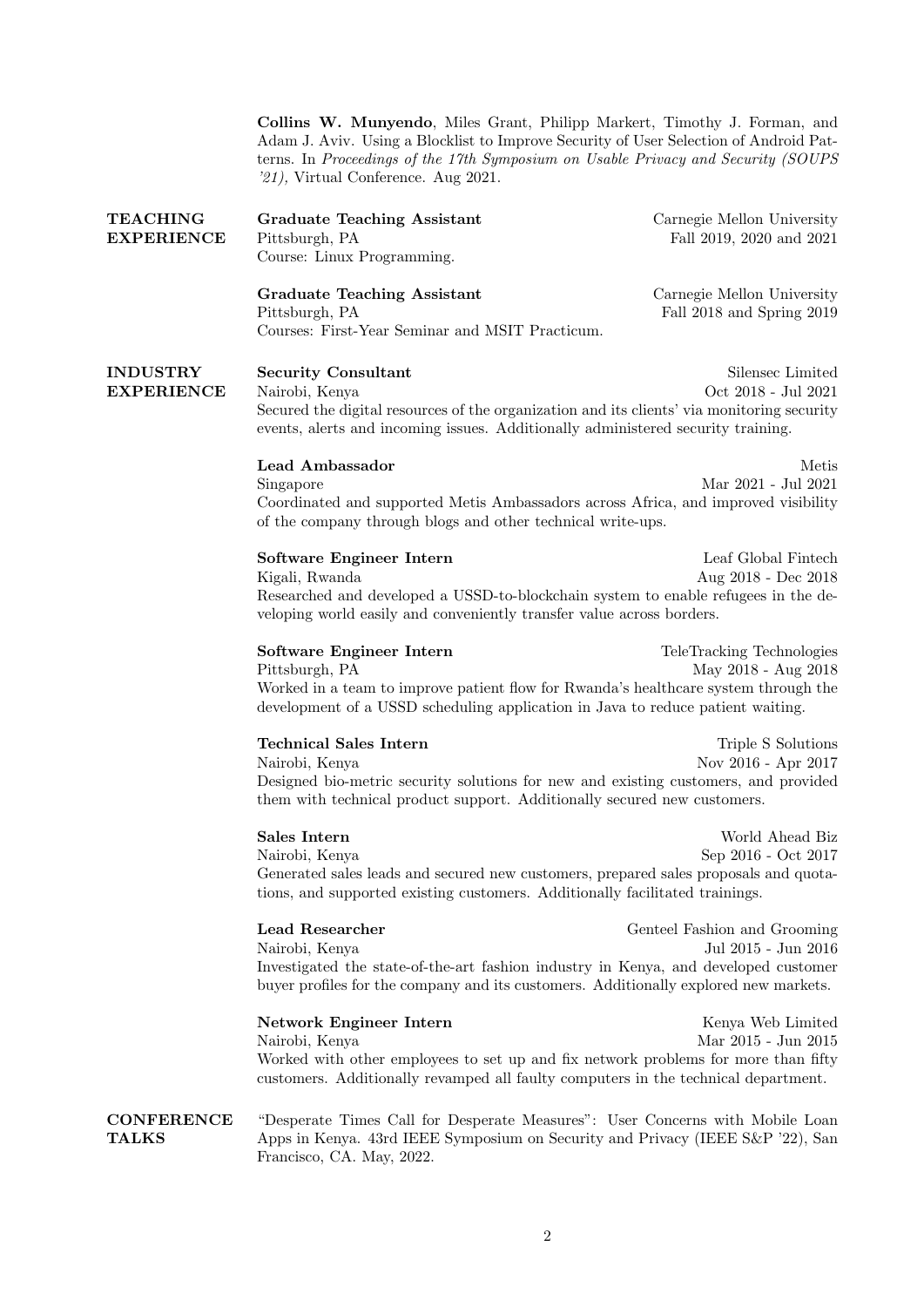**Collins W. Munyendo**, Miles Grant, Philipp Markert, Timothy J. Forman, and Adam J. Aviv. Using a Blocklist to Improve Security of User Selection of Android Patterns. In *Proceedings of the 17th Symposium on Usable Privacy and Security (SOUPS '21),* Virtual Conference. Aug 2021.

## TEACHING EXPERIENCE

**Graduate Teaching Assistant** — Carnegie Mellon University
Pittsburgh, PA — Fall 2019, 2020 and 2021
Course: Linux Programming.

**Graduate Teaching Assistant** — Carnegie Mellon University
Pittsburgh, PA — Fall 2018 and Spring 2019
Courses: First-Year Seminar and MSIT Practicum.

## INDUSTRY EXPERIENCE

**Security Consultant** — Silensec Limited
Nairobi, Kenya — Oct 2018 - Jul 2021
Secured the digital resources of the organization and its clients' via monitoring security events, alerts and incoming issues. Additionally administered security training.

**Lead Ambassador** — Metis
Singapore — Mar 2021 - Jul 2021
Coordinated and supported Metis Ambassadors across Africa, and improved visibility of the company through blogs and other technical write-ups.

**Software Engineer Intern** — Leaf Global Fintech
Kigali, Rwanda — Aug 2018 - Dec 2018
Researched and developed a USSD-to-blockchain system to enable refugees in the developing world easily and conveniently transfer value across borders.

**Software Engineer Intern** — TeleTracking Technologies
Pittsburgh, PA — May 2018 - Aug 2018
Worked in a team to improve patient flow for Rwanda's healthcare system through the development of a USSD scheduling application in Java to reduce patient waiting.

**Technical Sales Intern** — Triple S Solutions
Nairobi, Kenya — Nov 2016 - Apr 2017
Designed bio-metric security solutions for new and existing customers, and provided them with technical product support. Additionally secured new customers.

**Sales Intern** — World Ahead Biz
Nairobi, Kenya — Sep 2016 - Oct 2017
Generated sales leads and secured new customers, prepared sales proposals and quotations, and supported existing customers. Additionally facilitated trainings.

**Lead Researcher** — Genteel Fashion and Grooming
Nairobi, Kenya — Jul 2015 - Jun 2016
Investigated the state-of-the-art fashion industry in Kenya, and developed customer buyer profiles for the company and its customers. Additionally explored new markets.

**Network Engineer Intern** — Kenya Web Limited
Nairobi, Kenya — Mar 2015 - Jun 2015
Worked with other employees to set up and fix network problems for more than fifty customers. Additionally revamped all faulty computers in the technical department.

## CONFERENCE TALKS

"Desperate Times Call for Desperate Measures": User Concerns with Mobile Loan Apps in Kenya. 43rd IEEE Symposium on Security and Privacy (IEEE S&P '22), San Francisco, CA. May, 2022.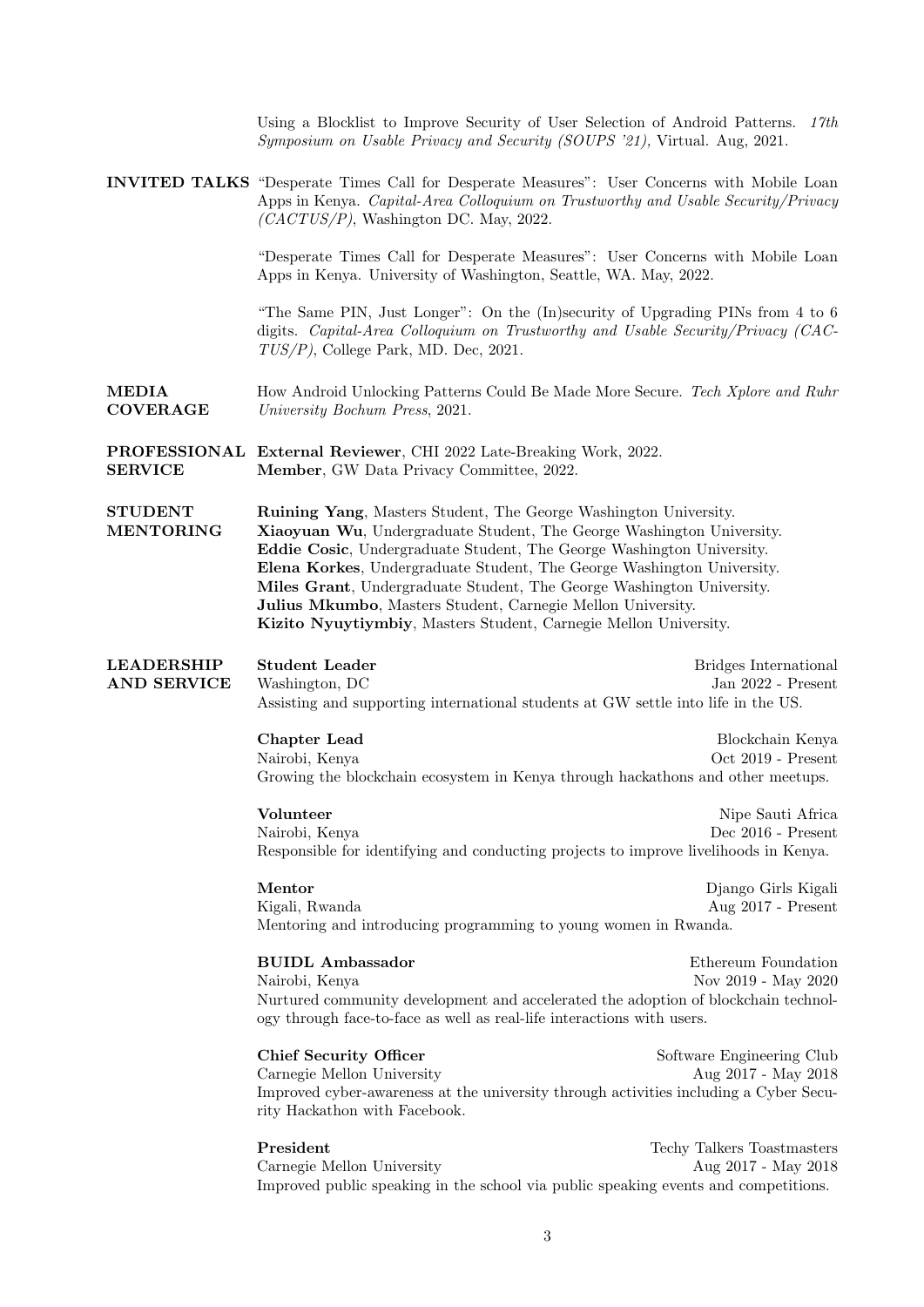Using a Blocklist to Improve Security of User Selection of Android Patterns. *17th Symposium on Usable Privacy and Security (SOUPS '21),* Virtual. Aug, 2021.

## INVITED TALKS

"Desperate Times Call for Desperate Measures": User Concerns with Mobile Loan Apps in Kenya. *Capital-Area Colloquium on Trustworthy and Usable Security/Privacy (CACTUS/P)*, Washington DC. May, 2022.

"Desperate Times Call for Desperate Measures": User Concerns with Mobile Loan Apps in Kenya. University of Washington, Seattle, WA. May, 2022.

"The Same PIN, Just Longer": On the (In)security of Upgrading PINs from 4 to 6 digits. *Capital-Area Colloquium on Trustworthy and Usable Security/Privacy (CACTUS/P)*, College Park, MD. Dec, 2021.

## MEDIA COVERAGE

How Android Unlocking Patterns Could Be Made More Secure. *Tech Xplore and Ruhr University Bochum Press*, 2021.

## PROFESSIONAL SERVICE

**External Reviewer**, CHI 2022 Late-Breaking Work, 2022.
**Member**, GW Data Privacy Committee, 2022.

## STUDENT MENTORING

**Ruining Yang**, Masters Student, The George Washington University.
**Xiaoyuan Wu**, Undergraduate Student, The George Washington University.
**Eddie Cosic**, Undergraduate Student, The George Washington University.
**Elena Korkes**, Undergraduate Student, The George Washington University.
**Miles Grant**, Undergraduate Student, The George Washington University.
**Julius Mkumbo**, Masters Student, Carnegie Mellon University.
**Kizito Nyuytiymbiy**, Masters Student, Carnegie Mellon University.

## LEADERSHIP AND SERVICE

**Student Leader** — Bridges International
Washington, DC — Jan 2022 - Present
Assisting and supporting international students at GW settle into life in the US.

**Chapter Lead** — Blockchain Kenya
Nairobi, Kenya — Oct 2019 - Present
Growing the blockchain ecosystem in Kenya through hackathons and other meetups.

**Volunteer** — Nipe Sauti Africa
Nairobi, Kenya — Dec 2016 - Present
Responsible for identifying and conducting projects to improve livelihoods in Kenya.

**Mentor** — Django Girls Kigali
Kigali, Rwanda — Aug 2017 - Present
Mentoring and introducing programming to young women in Rwanda.

**BUIDL Ambassador** — Ethereum Foundation
Nairobi, Kenya — Nov 2019 - May 2020
Nurtured community development and accelerated the adoption of blockchain technology through face-to-face as well as real-life interactions with users.

**Chief Security Officer** — Software Engineering Club
Carnegie Mellon University — Aug 2017 - May 2018
Improved cyber-awareness at the university through activities including a Cyber Security Hackathon with Facebook.

**President** — Techy Talkers Toastmasters
Carnegie Mellon University — Aug 2017 - May 2018
Improved public speaking in the school via public speaking events and competitions.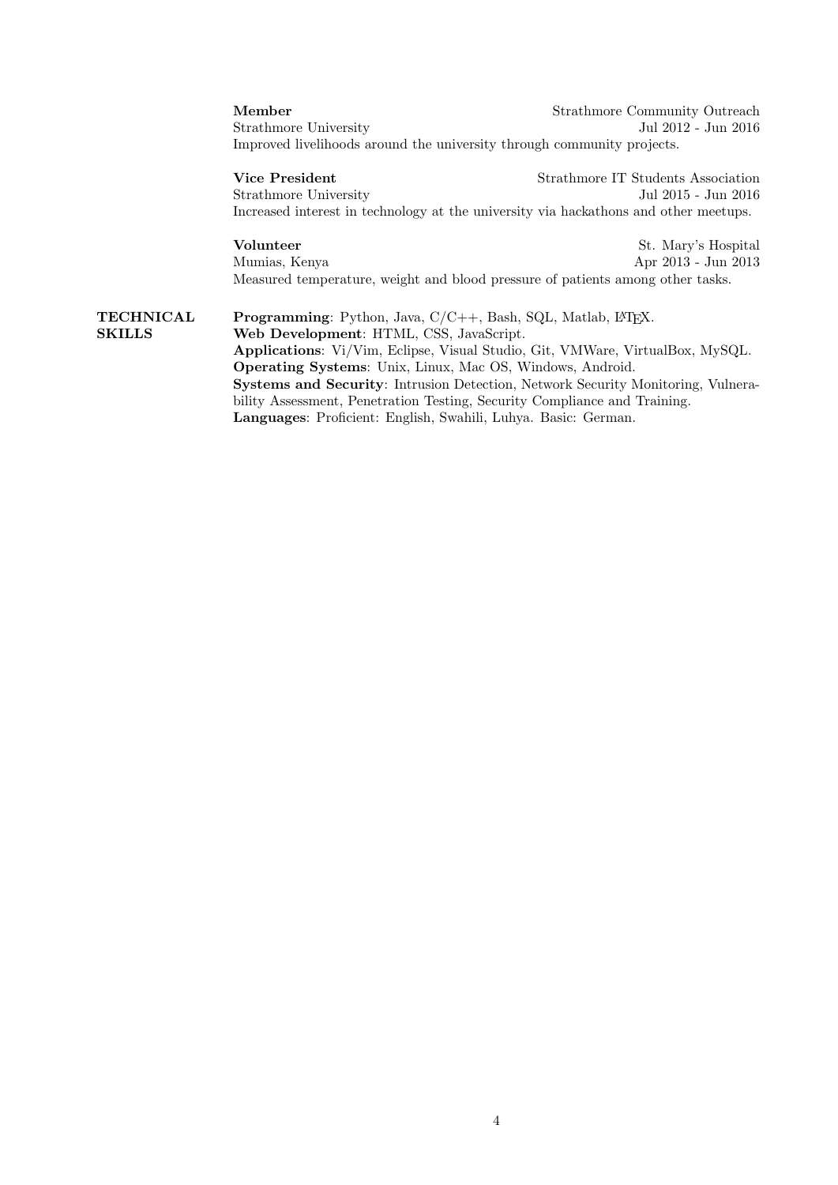**Member** Strathmore Community Outreach
Strathmore University Jul 2012 - Jun 2016
Improved livelihoods around the university through community projects.

**Vice President** Strathmore IT Students Association
Strathmore University Jul 2015 - Jun 2016
Increased interest in technology at the university via hackathons and other meetups.

**Volunteer** St. Mary's Hospital
Mumias, Kenya Apr 2013 - Jun 2013
Measured temperature, weight and blood pressure of patients among other tasks.

## TECHNICAL SKILLS

**Programming**: Python, Java, C/C++, Bash, SQL, Matlab, LaTeX.
**Web Development**: HTML, CSS, JavaScript.
**Applications**: Vi/Vim, Eclipse, Visual Studio, Git, VMWare, VirtualBox, MySQL.
**Operating Systems**: Unix, Linux, Mac OS, Windows, Android.
**Systems and Security**: Intrusion Detection, Network Security Monitoring, Vulnerability Assessment, Penetration Testing, Security Compliance and Training.
**Languages**: Proficient: English, Swahili, Luhya. Basic: German.